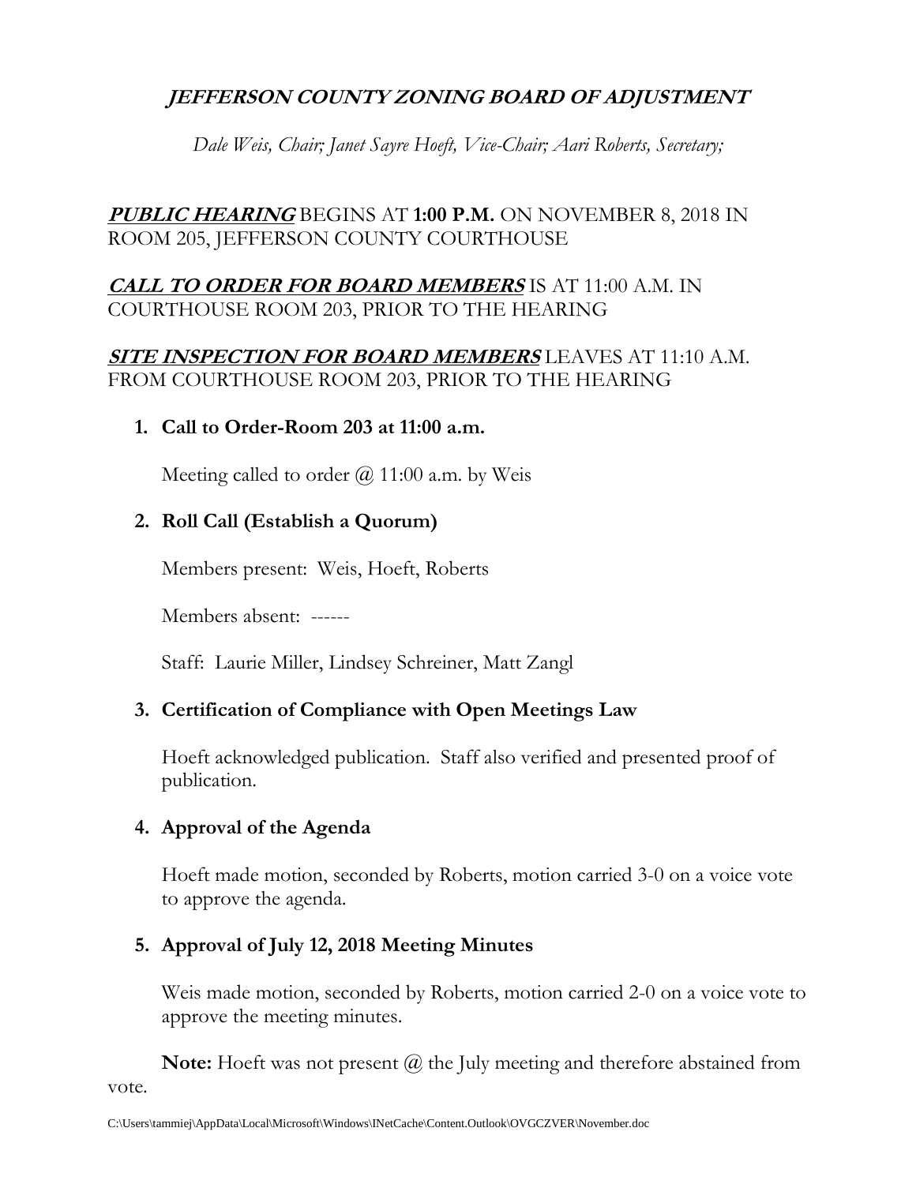# *JEFFERSON COUNTY ZONING BOARD OF ADJUSTMENT*

*Dale Weis, Chair; Janet Sayre Hoeft, Vice-Chair; Aari Roberts, Secretary;*

***PUBLIC HEARING*** BEGINS AT **1:00 P.M.** ON NOVEMBER 8, 2018 IN ROOM 205, JEFFERSON COUNTY COURTHOUSE

***CALL TO ORDER FOR BOARD MEMBERS*** IS AT 11:00 A.M. IN COURTHOUSE ROOM 203, PRIOR TO THE HEARING

***SITE INSPECTION FOR BOARD MEMBERS*** LEAVES AT 11:10 A.M. FROM COURTHOUSE ROOM 203, PRIOR TO THE HEARING

1. **Call to Order-Room 203 at 11:00 a.m.**

   Meeting called to order @ 11:00 a.m. by Weis

2. **Roll Call (Establish a Quorum)**

   Members present: Weis, Hoeft, Roberts

   Members absent: ------

   Staff: Laurie Miller, Lindsey Schreiner, Matt Zangl

3. **Certification of Compliance with Open Meetings Law**

   Hoeft acknowledged publication. Staff also verified and presented proof of publication.

4. **Approval of the Agenda**

   Hoeft made motion, seconded by Roberts, motion carried 3-0 on a voice vote to approve the agenda.

5. **Approval of July 12, 2018 Meeting Minutes**

   Weis made motion, seconded by Roberts, motion carried 2-0 on a voice vote to approve the meeting minutes.

**Note:** Hoeft was not present @ the July meeting and therefore abstained from vote.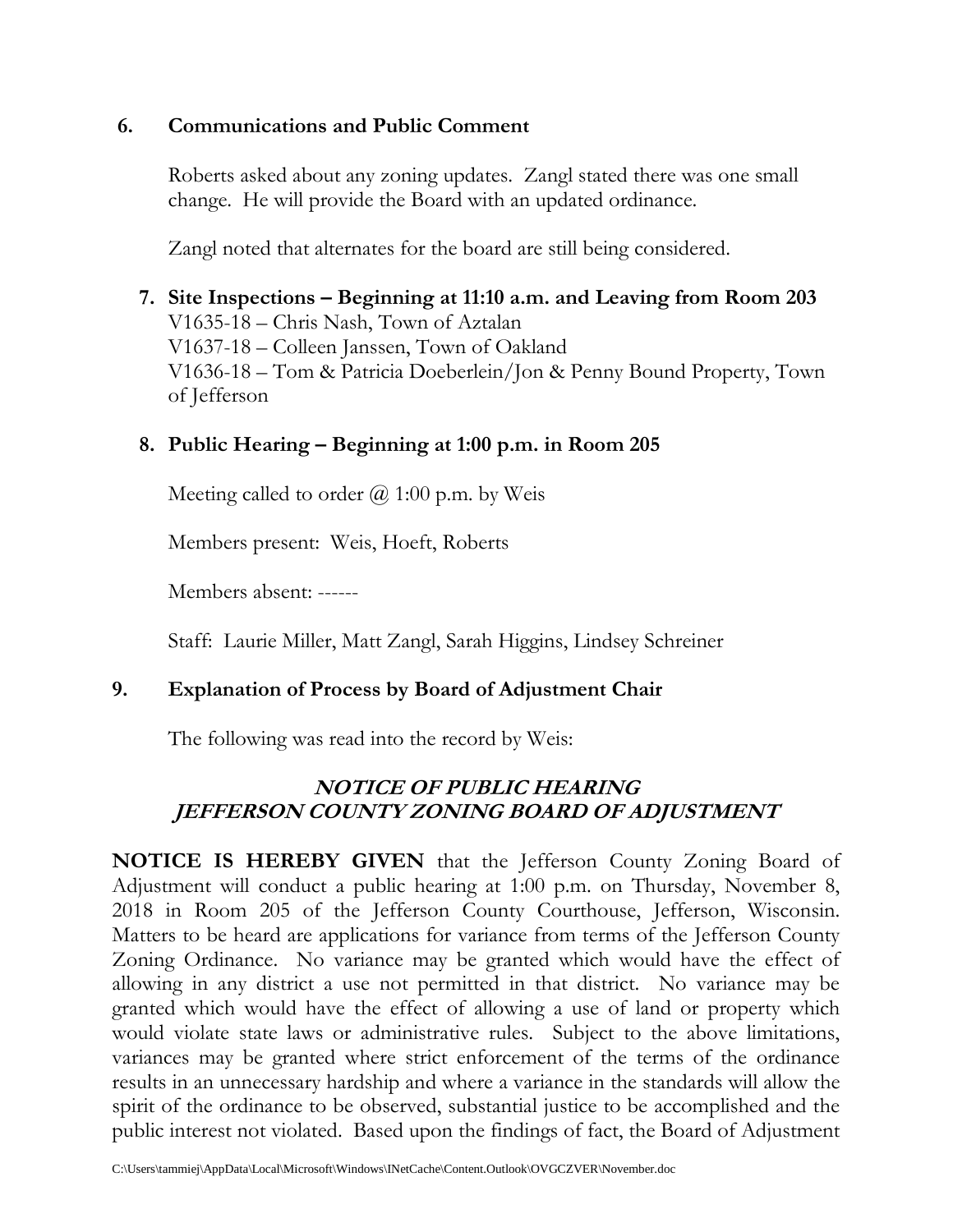**6. Communications and Public Comment**

Roberts asked about any zoning updates. Zangl stated there was one small change. He will provide the Board with an updated ordinance.

Zangl noted that alternates for the board are still being considered.

**7. Site Inspections – Beginning at 11:10 a.m. and Leaving from Room 203**

V1635-18 – Chris Nash, Town of Aztalan
V1637-18 – Colleen Janssen, Town of Oakland
V1636-18 – Tom & Patricia Doeberlein/Jon & Penny Bound Property, Town of Jefferson

**8. Public Hearing – Beginning at 1:00 p.m. in Room 205**

Meeting called to order @ 1:00 p.m. by Weis

Members present: Weis, Hoeft, Roberts

Members absent: ------

Staff: Laurie Miller, Matt Zangl, Sarah Higgins, Lindsey Schreiner

**9. Explanation of Process by Board of Adjustment Chair**

The following was read into the record by Weis:

***NOTICE OF PUBLIC HEARING***
***JEFFERSON COUNTY ZONING BOARD OF ADJUSTMENT***

**NOTICE IS HEREBY GIVEN** that the Jefferson County Zoning Board of Adjustment will conduct a public hearing at 1:00 p.m. on Thursday, November 8, 2018 in Room 205 of the Jefferson County Courthouse, Jefferson, Wisconsin. Matters to be heard are applications for variance from terms of the Jefferson County Zoning Ordinance. No variance may be granted which would have the effect of allowing in any district a use not permitted in that district. No variance may be granted which would have the effect of allowing a use of land or property which would violate state laws or administrative rules. Subject to the above limitations, variances may be granted where strict enforcement of the terms of the ordinance results in an unnecessary hardship and where a variance in the standards will allow the spirit of the ordinance to be observed, substantial justice to be accomplished and the public interest not violated. Based upon the findings of fact, the Board of Adjustment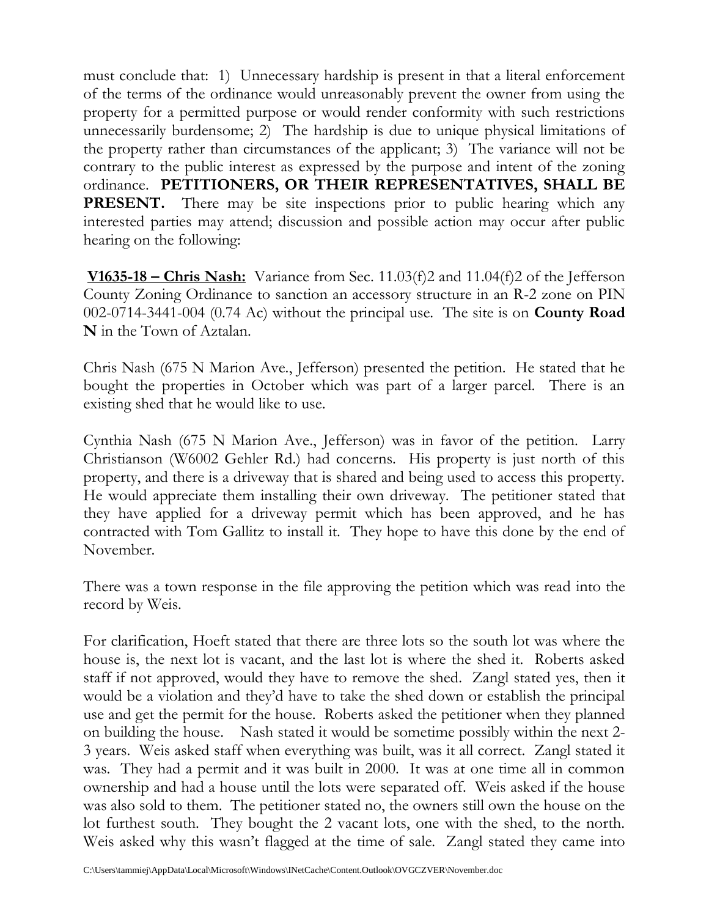must conclude that: 1) Unnecessary hardship is present in that a literal enforcement of the terms of the ordinance would unreasonably prevent the owner from using the property for a permitted purpose or would render conformity with such restrictions unnecessarily burdensome; 2) The hardship is due to unique physical limitations of the property rather than circumstances of the applicant; 3) The variance will not be contrary to the public interest as expressed by the purpose and intent of the zoning ordinance. **PETITIONERS, OR THEIR REPRESENTATIVES, SHALL BE PRESENT.** There may be site inspections prior to public hearing which any interested parties may attend; discussion and possible action may occur after public hearing on the following:

**V1635-18 – Chris Nash:** Variance from Sec. 11.03(f)2 and 11.04(f)2 of the Jefferson County Zoning Ordinance to sanction an accessory structure in an R-2 zone on PIN 002-0714-3441-004 (0.74 Ac) without the principal use. The site is on **County Road N** in the Town of Aztalan.

Chris Nash (675 N Marion Ave., Jefferson) presented the petition. He stated that he bought the properties in October which was part of a larger parcel. There is an existing shed that he would like to use.

Cynthia Nash (675 N Marion Ave., Jefferson) was in favor of the petition. Larry Christianson (W6002 Gehler Rd.) had concerns. His property is just north of this property, and there is a driveway that is shared and being used to access this property. He would appreciate them installing their own driveway. The petitioner stated that they have applied for a driveway permit which has been approved, and he has contracted with Tom Gallitz to install it. They hope to have this done by the end of November.

There was a town response in the file approving the petition which was read into the record by Weis.

For clarification, Hoeft stated that there are three lots so the south lot was where the house is, the next lot is vacant, and the last lot is where the shed it. Roberts asked staff if not approved, would they have to remove the shed. Zangl stated yes, then it would be a violation and they'd have to take the shed down or establish the principal use and get the permit for the house. Roberts asked the petitioner when they planned on building the house. Nash stated it would be sometime possibly within the next 2-3 years. Weis asked staff when everything was built, was it all correct. Zangl stated it was. They had a permit and it was built in 2000. It was at one time all in common ownership and had a house until the lots were separated off. Weis asked if the house was also sold to them. The petitioner stated no, the owners still own the house on the lot furthest south. They bought the 2 vacant lots, one with the shed, to the north. Weis asked why this wasn't flagged at the time of sale. Zangl stated they came into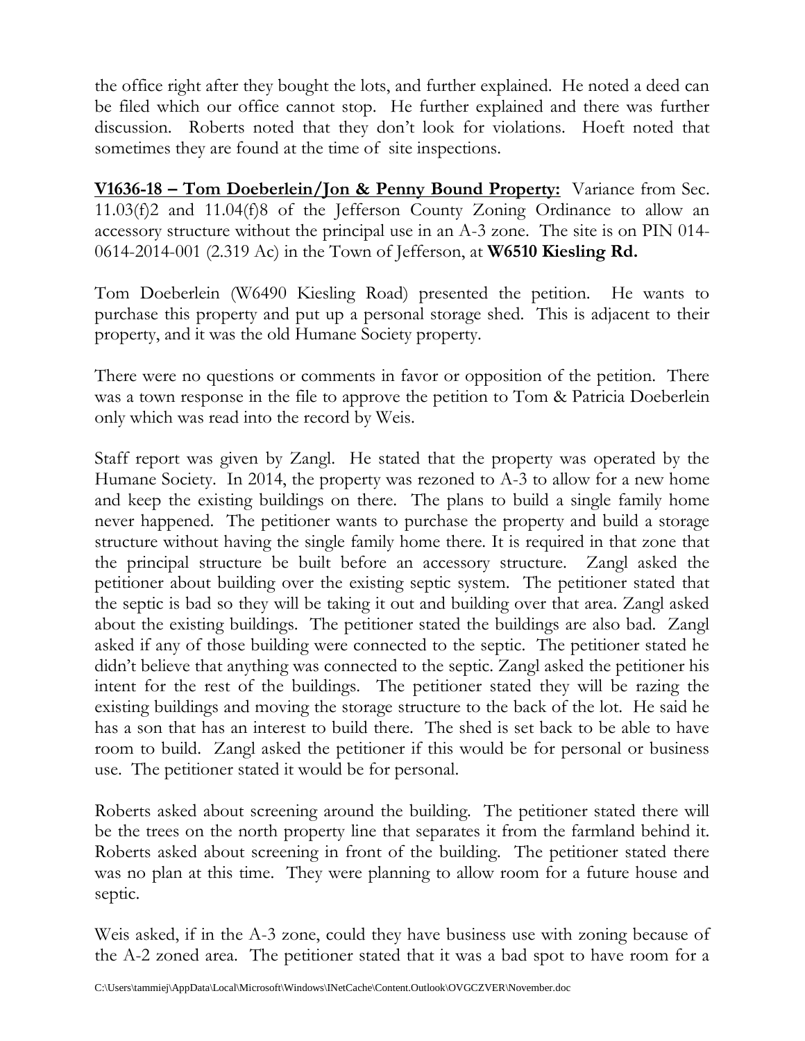the office right after they bought the lots, and further explained. He noted a deed can be filed which our office cannot stop. He further explained and there was further discussion. Roberts noted that they don't look for violations. Hoeft noted that sometimes they are found at the time of site inspections.

**V1636-18 – Tom Doeberlein/Jon & Penny Bound Property:** Variance from Sec. 11.03(f)2 and 11.04(f)8 of the Jefferson County Zoning Ordinance to allow an accessory structure without the principal use in an A-3 zone. The site is on PIN 014-0614-2014-001 (2.319 Ac) in the Town of Jefferson, at **W6510 Kiesling Rd.**

Tom Doeberlein (W6490 Kiesling Road) presented the petition. He wants to purchase this property and put up a personal storage shed. This is adjacent to their property, and it was the old Humane Society property.

There were no questions or comments in favor or opposition of the petition. There was a town response in the file to approve the petition to Tom & Patricia Doeberlein only which was read into the record by Weis.

Staff report was given by Zangl. He stated that the property was operated by the Humane Society. In 2014, the property was rezoned to A-3 to allow for a new home and keep the existing buildings on there. The plans to build a single family home never happened. The petitioner wants to purchase the property and build a storage structure without having the single family home there. It is required in that zone that the principal structure be built before an accessory structure. Zangl asked the petitioner about building over the existing septic system. The petitioner stated that the septic is bad so they will be taking it out and building over that area. Zangl asked about the existing buildings. The petitioner stated the buildings are also bad. Zangl asked if any of those building were connected to the septic. The petitioner stated he didn't believe that anything was connected to the septic. Zangl asked the petitioner his intent for the rest of the buildings. The petitioner stated they will be razing the existing buildings and moving the storage structure to the back of the lot. He said he has a son that has an interest to build there. The shed is set back to be able to have room to build. Zangl asked the petitioner if this would be for personal or business use. The petitioner stated it would be for personal.

Roberts asked about screening around the building. The petitioner stated there will be the trees on the north property line that separates it from the farmland behind it. Roberts asked about screening in front of the building. The petitioner stated there was no plan at this time. They were planning to allow room for a future house and septic.

Weis asked, if in the A-3 zone, could they have business use with zoning because of the A-2 zoned area. The petitioner stated that it was a bad spot to have room for a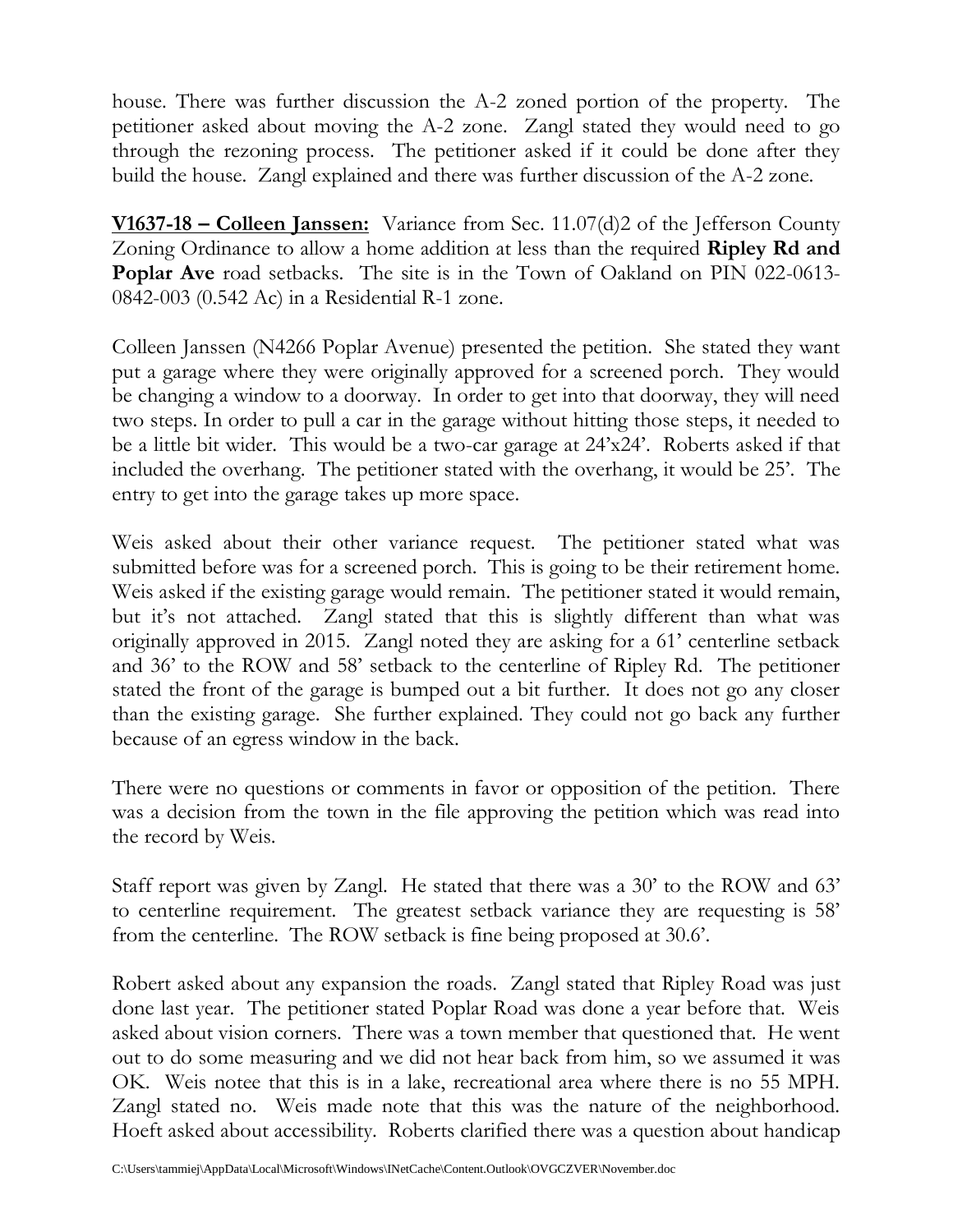house. There was further discussion the A-2 zoned portion of the property. The petitioner asked about moving the A-2 zone. Zangl stated they would need to go through the rezoning process. The petitioner asked if it could be done after they build the house. Zangl explained and there was further discussion of the A-2 zone.

**V1637-18 – Colleen Janssen:** Variance from Sec. 11.07(d)2 of the Jefferson County Zoning Ordinance to allow a home addition at less than the required **Ripley Rd and Poplar Ave** road setbacks. The site is in the Town of Oakland on PIN 022-0613-0842-003 (0.542 Ac) in a Residential R-1 zone.

Colleen Janssen (N4266 Poplar Avenue) presented the petition. She stated they want put a garage where they were originally approved for a screened porch. They would be changing a window to a doorway. In order to get into that doorway, they will need two steps. In order to pull a car in the garage without hitting those steps, it needed to be a little bit wider. This would be a two-car garage at 24'x24'. Roberts asked if that included the overhang. The petitioner stated with the overhang, it would be 25'. The entry to get into the garage takes up more space.

Weis asked about their other variance request. The petitioner stated what was submitted before was for a screened porch. This is going to be their retirement home. Weis asked if the existing garage would remain. The petitioner stated it would remain, but it's not attached. Zangl stated that this is slightly different than what was originally approved in 2015. Zangl noted they are asking for a 61' centerline setback and 36' to the ROW and 58' setback to the centerline of Ripley Rd. The petitioner stated the front of the garage is bumped out a bit further. It does not go any closer than the existing garage. She further explained. They could not go back any further because of an egress window in the back.

There were no questions or comments in favor or opposition of the petition. There was a decision from the town in the file approving the petition which was read into the record by Weis.

Staff report was given by Zangl. He stated that there was a 30' to the ROW and 63' to centerline requirement. The greatest setback variance they are requesting is 58' from the centerline. The ROW setback is fine being proposed at 30.6'.

Robert asked about any expansion the roads. Zangl stated that Ripley Road was just done last year. The petitioner stated Poplar Road was done a year before that. Weis asked about vision corners. There was a town member that questioned that. He went out to do some measuring and we did not hear back from him, so we assumed it was OK. Weis notee that this is in a lake, recreational area where there is no 55 MPH. Zangl stated no. Weis made note that this was the nature of the neighborhood. Hoeft asked about accessibility. Roberts clarified there was a question about handicap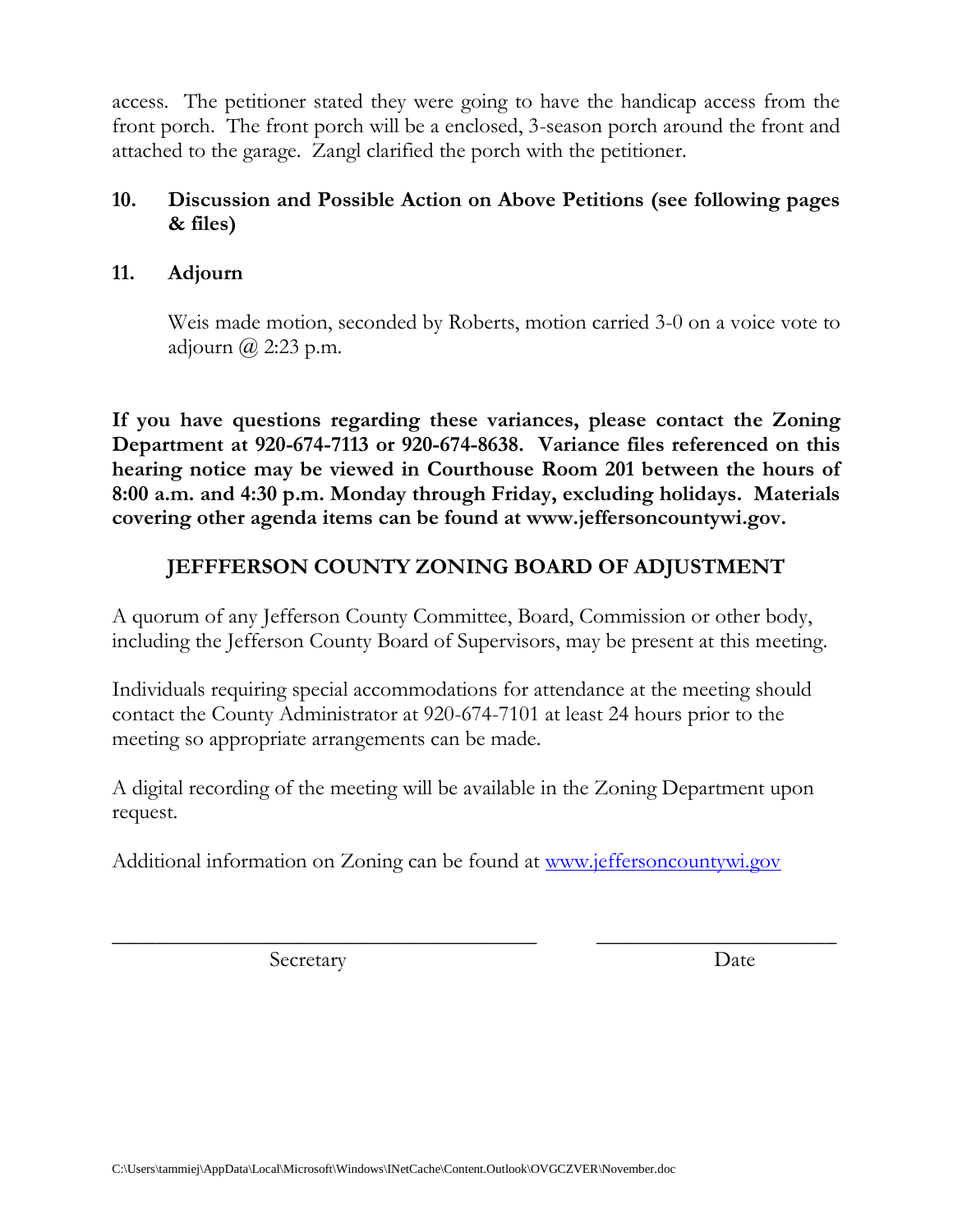access. The petitioner stated they were going to have the handicap access from the front porch. The front porch will be a enclosed, 3-season porch around the front and attached to the garage. Zangl clarified the porch with the petitioner.

**10. Discussion and Possible Action on Above Petitions (see following pages & files)**

**11. Adjourn**

Weis made motion, seconded by Roberts, motion carried 3-0 on a voice vote to adjourn @ 2:23 p.m.

**If you have questions regarding these variances, please contact the Zoning Department at 920-674-7113 or 920-674-8638. Variance files referenced on this hearing notice may be viewed in Courthouse Room 201 between the hours of 8:00 a.m. and 4:30 p.m. Monday through Friday, excluding holidays. Materials covering other agenda items can be found at www.jeffersoncountywi.gov.**

**JEFFFERSON COUNTY ZONING BOARD OF ADJUSTMENT**

A quorum of any Jefferson County Committee, Board, Commission or other body, including the Jefferson County Board of Supervisors, may be present at this meeting.

Individuals requiring special accommodations for attendance at the meeting should contact the County Administrator at 920-674-7101 at least 24 hours prior to the meeting so appropriate arrangements can be made.

A digital recording of the meeting will be available in the Zoning Department upon request.

Additional information on Zoning can be found at www.jeffersoncountywi.gov

\_\_\_\_\_\_\_\_\_\_\_\_\_\_\_\_\_\_\_\_\_\_\_\_\_\_\_\_\_\_\_\_\_\_\_\_ \_\_\_\_\_\_\_\_\_\_\_\_\_\_\_\_\_\_\_\_\_\_

Secretary Date

C:\Users\tammiej\AppData\Local\Microsoft\Windows\INetCache\Content.Outlook\OVGCZVER\November.doc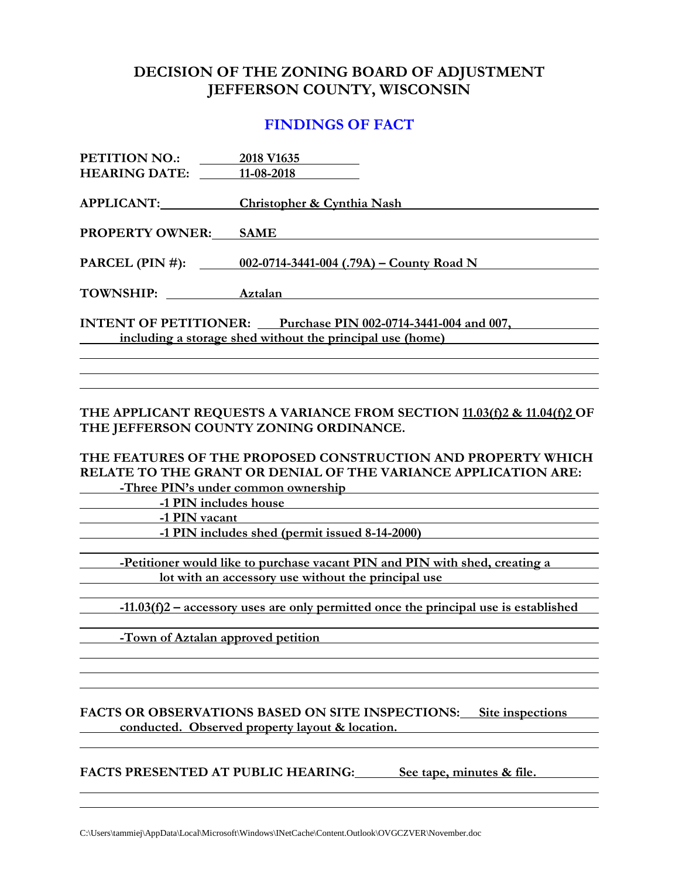# DECISION OF THE ZONING BOARD OF ADJUSTMENT
# JEFFERSON COUNTY, WISCONSIN

## FINDINGS OF FACT

**PETITION NO.:** 2018 V1635
**HEARING DATE:** 11-08-2018

**APPLICANT:** Christopher & Cynthia Nash

**PROPERTY OWNER:** SAME

**PARCEL (PIN #):** 002-0714-3441-004 (.79A) – County Road N

**TOWNSHIP:** Aztalan

**INTENT OF PETITIONER:** Purchase PIN 002-0714-3441-004 and 007, including a storage shed without the principal use (home)

**THE APPLICANT REQUESTS A VARIANCE FROM SECTION 11.03(f)2 & 11.04(f)2 OF THE JEFFERSON COUNTY ZONING ORDINANCE.**

**THE FEATURES OF THE PROPOSED CONSTRUCTION AND PROPERTY WHICH RELATE TO THE GRANT OR DENIAL OF THE VARIANCE APPLICATION ARE:**

- Three PIN's under common ownership
  - 1 PIN includes house
  - 1 PIN vacant
  - 1 PIN includes shed (permit issued 8-14-2000)
- Petitioner would like to purchase vacant PIN and PIN with shed, creating a lot with an accessory use without the principal use
- 11.03(f)2 – accessory uses are only permitted once the principal use is established
- Town of Aztalan approved petition

**FACTS OR OBSERVATIONS BASED ON SITE INSPECTIONS:** Site inspections conducted. Observed property layout & location.

**FACTS PRESENTED AT PUBLIC HEARING:** See tape, minutes & file.

C:\Users\tammiej\AppData\Local\Microsoft\Windows\INetCache\Content.Outlook\OVGCZVER\November.doc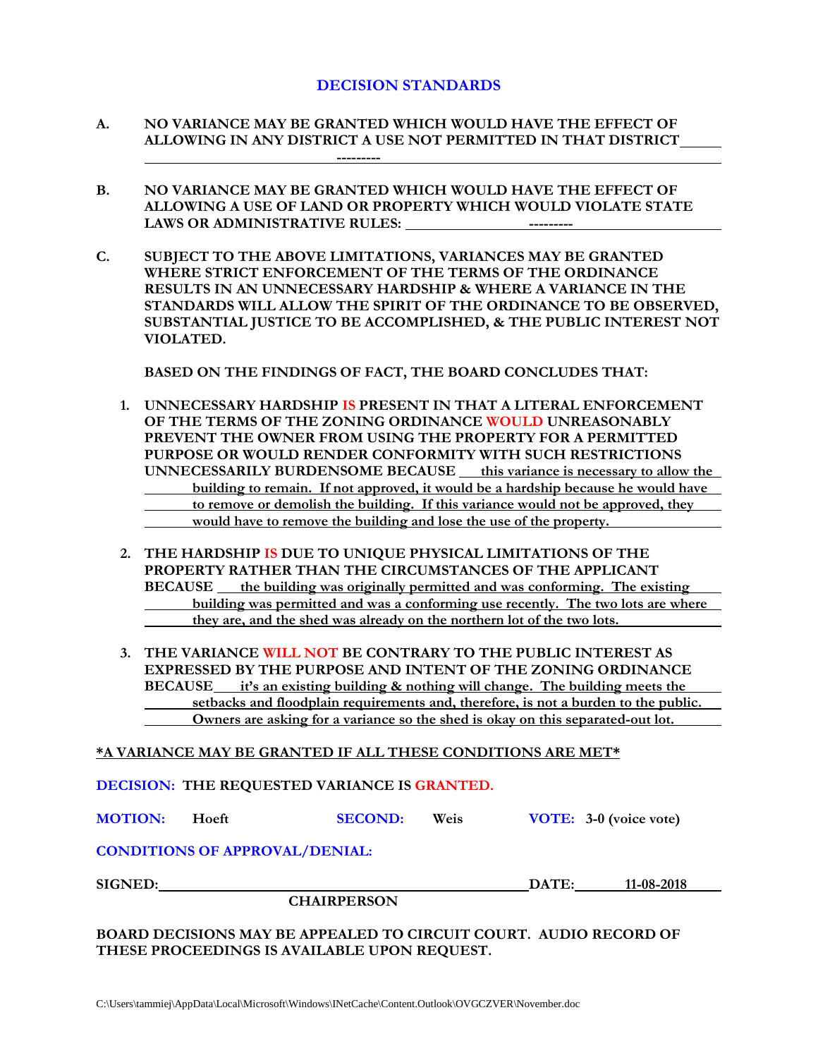## DECISION STANDARDS

**A.** **NO VARIANCE MAY BE GRANTED WHICH WOULD HAVE THE EFFECT OF ALLOWING IN ANY DISTRICT A USE NOT PERMITTED IN THAT DISTRICT** ---------

**B.** **NO VARIANCE MAY BE GRANTED WHICH WOULD HAVE THE EFFECT OF ALLOWING A USE OF LAND OR PROPERTY WHICH WOULD VIOLATE STATE LAWS OR ADMINISTRATIVE RULES:** ---------

**C.** **SUBJECT TO THE ABOVE LIMITATIONS, VARIANCES MAY BE GRANTED WHERE STRICT ENFORCEMENT OF THE TERMS OF THE ORDINANCE RESULTS IN AN UNNECESSARY HARDSHIP & WHERE A VARIANCE IN THE STANDARDS WILL ALLOW THE SPIRIT OF THE ORDINANCE TO BE OBSERVED, SUBSTANTIAL JUSTICE TO BE ACCOMPLISHED, & THE PUBLIC INTEREST NOT VIOLATED.**

**BASED ON THE FINDINGS OF FACT, THE BOARD CONCLUDES THAT:**

1. **UNNECESSARY HARDSHIP IS PRESENT IN THAT A LITERAL ENFORCEMENT OF THE TERMS OF THE ZONING ORDINANCE WOULD UNREASONABLY PREVENT THE OWNER FROM USING THE PROPERTY FOR A PERMITTED PURPOSE OR WOULD RENDER CONFORMITY WITH SUCH RESTRICTIONS UNNECESSARILY BURDENSOME BECAUSE** this variance is necessary to allow the building to remain. If not approved, it would be a hardship because he would have to remove or demolish the building. If this variance would not be approved, they would have to remove the building and lose the use of the property.

2. **THE HARDSHIP IS DUE TO UNIQUE PHYSICAL LIMITATIONS OF THE PROPERTY RATHER THAN THE CIRCUMSTANCES OF THE APPLICANT BECAUSE** the building was originally permitted and was conforming. The existing building was permitted and was a conforming use recently. The two lots are where they are, and the shed was already on the northern lot of the two lots.

3. **THE VARIANCE WILL NOT BE CONTRARY TO THE PUBLIC INTEREST AS EXPRESSED BY THE PURPOSE AND INTENT OF THE ZONING ORDINANCE BECAUSE** it's an existing building & nothing will change. The building meets the setbacks and floodplain requirements and, therefore, is not a burden to the public. Owners are asking for a variance so the shed is okay on this separated-out lot.

***A VARIANCE MAY BE GRANTED IF ALL THESE CONDITIONS ARE MET***

**DECISION: THE REQUESTED VARIANCE IS GRANTED.**

**MOTION:** Hoeft **SECOND:** Weis **VOTE:** 3-0 (voice vote)

**CONDITIONS OF APPROVAL/DENIAL:**

**SIGNED:** ______________________ **DATE:** 11-08-2018

**CHAIRPERSON**

**BOARD DECISIONS MAY BE APPEALED TO CIRCUIT COURT. AUDIO RECORD OF THESE PROCEEDINGS IS AVAILABLE UPON REQUEST.**

C:\Users\tammiej\AppData\Local\Microsoft\Windows\INetCache\Content.Outlook\OVGCZVER\November.doc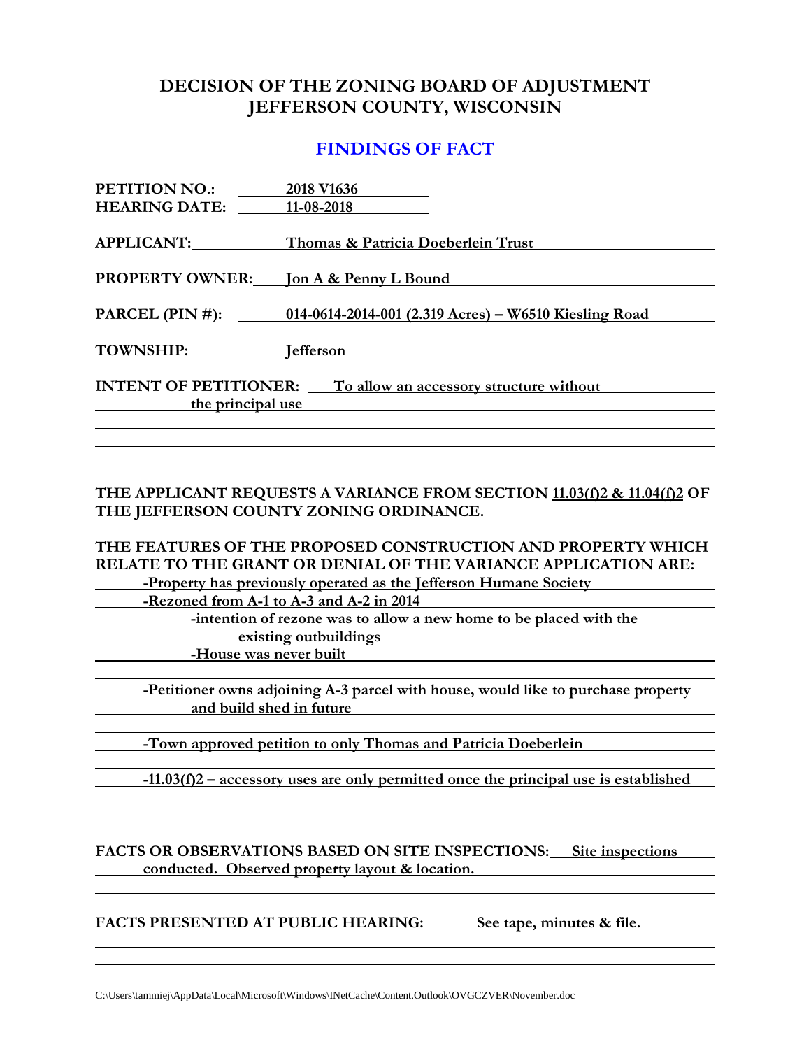# DECISION OF THE ZONING BOARD OF ADJUSTMENT
# JEFFERSON COUNTY, WISCONSIN

## FINDINGS OF FACT

**PETITION NO.:** 2018 V1636
**HEARING DATE:** 11-08-2018

**APPLICANT:** Thomas & Patricia Doeberlein Trust

**PROPERTY OWNER:** Jon A & Penny L Bound

**PARCEL (PIN #):** 014-0614-2014-001 (2.319 Acres) – W6510 Kiesling Road

**TOWNSHIP:** Jefferson

**INTENT OF PETITIONER:** To allow an accessory structure without the principal use

**THE APPLICANT REQUESTS A VARIANCE FROM SECTION 11.03(f)2 & 11.04(f)2 OF THE JEFFERSON COUNTY ZONING ORDINANCE.**

**THE FEATURES OF THE PROPOSED CONSTRUCTION AND PROPERTY WHICH RELATE TO THE GRANT OR DENIAL OF THE VARIANCE APPLICATION ARE:**

- Property has previously operated as the Jefferson Humane Society
- Rezoned from A-1 to A-3 and A-2 in 2014
  - intention of rezone was to allow a new home to be placed with the existing outbuildings
  - House was never built
- Petitioner owns adjoining A-3 parcel with house, would like to purchase property and build shed in future
- Town approved petition to only Thomas and Patricia Doeberlein
- 11.03(f)2 – accessory uses are only permitted once the principal use is established

**FACTS OR OBSERVATIONS BASED ON SITE INSPECTIONS:** Site inspections conducted. Observed property layout & location.

**FACTS PRESENTED AT PUBLIC HEARING:** See tape, minutes & file.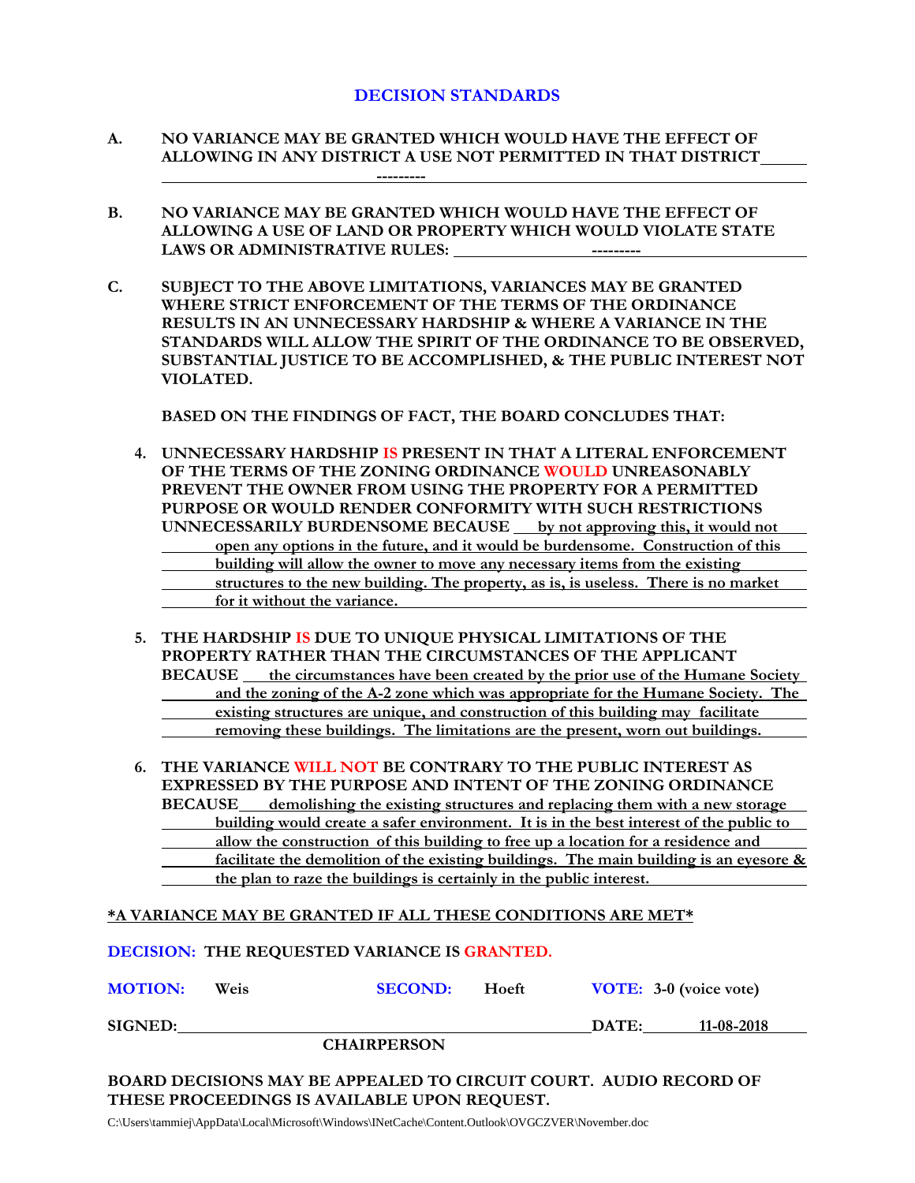## DECISION STANDARDS

**A. NO VARIANCE MAY BE GRANTED WHICH WOULD HAVE THE EFFECT OF ALLOWING IN ANY DISTRICT A USE NOT PERMITTED IN THAT DISTRICT** ---------

**B. NO VARIANCE MAY BE GRANTED WHICH WOULD HAVE THE EFFECT OF ALLOWING A USE OF LAND OR PROPERTY WHICH WOULD VIOLATE STATE LAWS OR ADMINISTRATIVE RULES:** ---------

**C. SUBJECT TO THE ABOVE LIMITATIONS, VARIANCES MAY BE GRANTED WHERE STRICT ENFORCEMENT OF THE TERMS OF THE ORDINANCE RESULTS IN AN UNNECESSARY HARDSHIP & WHERE A VARIANCE IN THE STANDARDS WILL ALLOW THE SPIRIT OF THE ORDINANCE TO BE OBSERVED, SUBSTANTIAL JUSTICE TO BE ACCOMPLISHED, & THE PUBLIC INTEREST NOT VIOLATED.**

**BASED ON THE FINDINGS OF FACT, THE BOARD CONCLUDES THAT:**

4. **UNNECESSARY HARDSHIP IS PRESENT IN THAT A LITERAL ENFORCEMENT OF THE TERMS OF THE ZONING ORDINANCE WOULD UNREASONABLY PREVENT THE OWNER FROM USING THE PROPERTY FOR A PERMITTED PURPOSE OR WOULD RENDER CONFORMITY WITH SUCH RESTRICTIONS UNNECESSARILY BURDENSOME BECAUSE** by not approving this, it would not open any options in the future, and it would be burdensome. Construction of this building will allow the owner to move any necessary items from the existing structures to the new building. The property, as is, is useless. There is no market for it without the variance.

5. **THE HARDSHIP IS DUE TO UNIQUE PHYSICAL LIMITATIONS OF THE PROPERTY RATHER THAN THE CIRCUMSTANCES OF THE APPLICANT BECAUSE** the circumstances have been created by the prior use of the Humane Society and the zoning of the A-2 zone which was appropriate for the Humane Society. The existing structures are unique, and construction of this building may facilitate removing these buildings. The limitations are the present, worn out buildings.

6. **THE VARIANCE WILL NOT BE CONTRARY TO THE PUBLIC INTEREST AS EXPRESSED BY THE PURPOSE AND INTENT OF THE ZONING ORDINANCE BECAUSE** demolishing the existing structures and replacing them with a new storage building would create a safer environment. It is in the best interest of the public to allow the construction of this building to free up a location for a residence and facilitate the demolition of the existing buildings. The main building is an eyesore & the plan to raze the buildings is certainly in the public interest.

***A VARIANCE MAY BE GRANTED IF ALL THESE CONDITIONS ARE MET***

**DECISION: THE REQUESTED VARIANCE IS GRANTED.**

**MOTION:** Weis **SECOND:** Hoeft **VOTE:** 3-0 (voice vote)

**SIGNED:** ______________________________ **DATE:** 11-08-2018

**CHAIRPERSON**

**BOARD DECISIONS MAY BE APPEALED TO CIRCUIT COURT. AUDIO RECORD OF THESE PROCEEDINGS IS AVAILABLE UPON REQUEST.**

C:\Users\tammiej\AppData\Local\Microsoft\Windows\INetCache\Content.Outlook\OVGCZVER\November.doc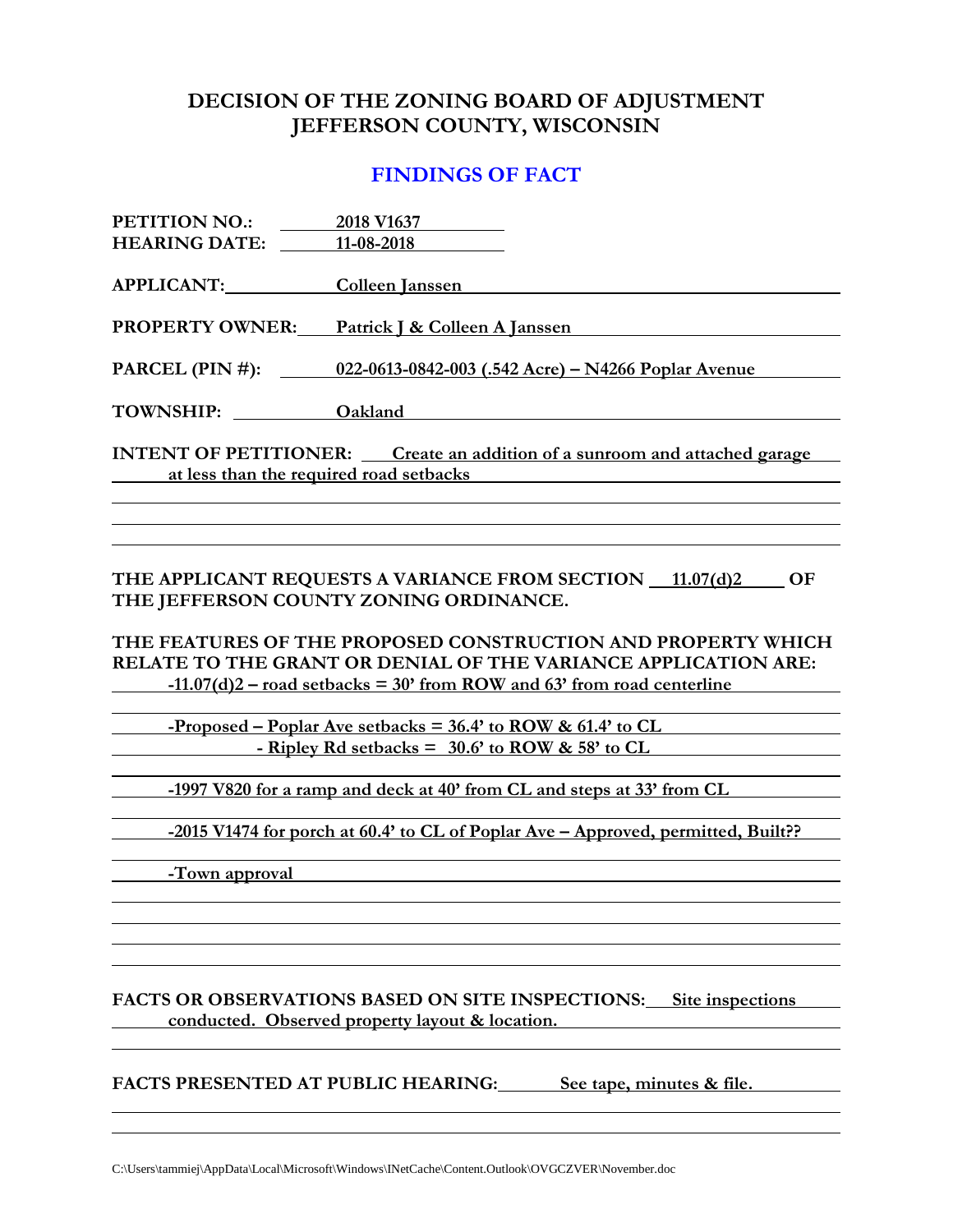# DECISION OF THE ZONING BOARD OF ADJUSTMENT
# JEFFERSON COUNTY, WISCONSIN

## FINDINGS OF FACT

**PETITION NO.:** 2018 V1637
**HEARING DATE:** 11-08-2018

**APPLICANT:** Colleen Janssen

**PROPERTY OWNER:** Patrick J & Colleen A Janssen

**PARCEL (PIN #):** 022-0613-0842-003 (.542 Acre) – N4266 Poplar Avenue

**TOWNSHIP:** Oakland

**INTENT OF PETITIONER:** Create an addition of a sunroom and attached garage at less than the required road setbacks

**THE APPLICANT REQUESTS A VARIANCE FROM SECTION 11.07(d)2 OF THE JEFFERSON COUNTY ZONING ORDINANCE.**

**THE FEATURES OF THE PROPOSED CONSTRUCTION AND PROPERTY WHICH RELATE TO THE GRANT OR DENIAL OF THE VARIANCE APPLICATION ARE:**

-11.07(d)2 – road setbacks = 30' from ROW and 63' from road centerline

-Proposed – Poplar Ave setbacks = 36.4' to ROW & 61.4' to CL
- Ripley Rd setbacks = 30.6' to ROW & 58' to CL

-1997 V820 for a ramp and deck at 40' from CL and steps at 33' from CL

-2015 V1474 for porch at 60.4' to CL of Poplar Ave – Approved, permitted, Built??

-Town approval

**FACTS OR OBSERVATIONS BASED ON SITE INSPECTIONS:** Site inspections conducted. Observed property layout & location.

**FACTS PRESENTED AT PUBLIC HEARING:** See tape, minutes & file.

C:\Users\tammiej\AppData\Local\Microsoft\Windows\INetCache\Content.Outlook\OVGCZVER\November.doc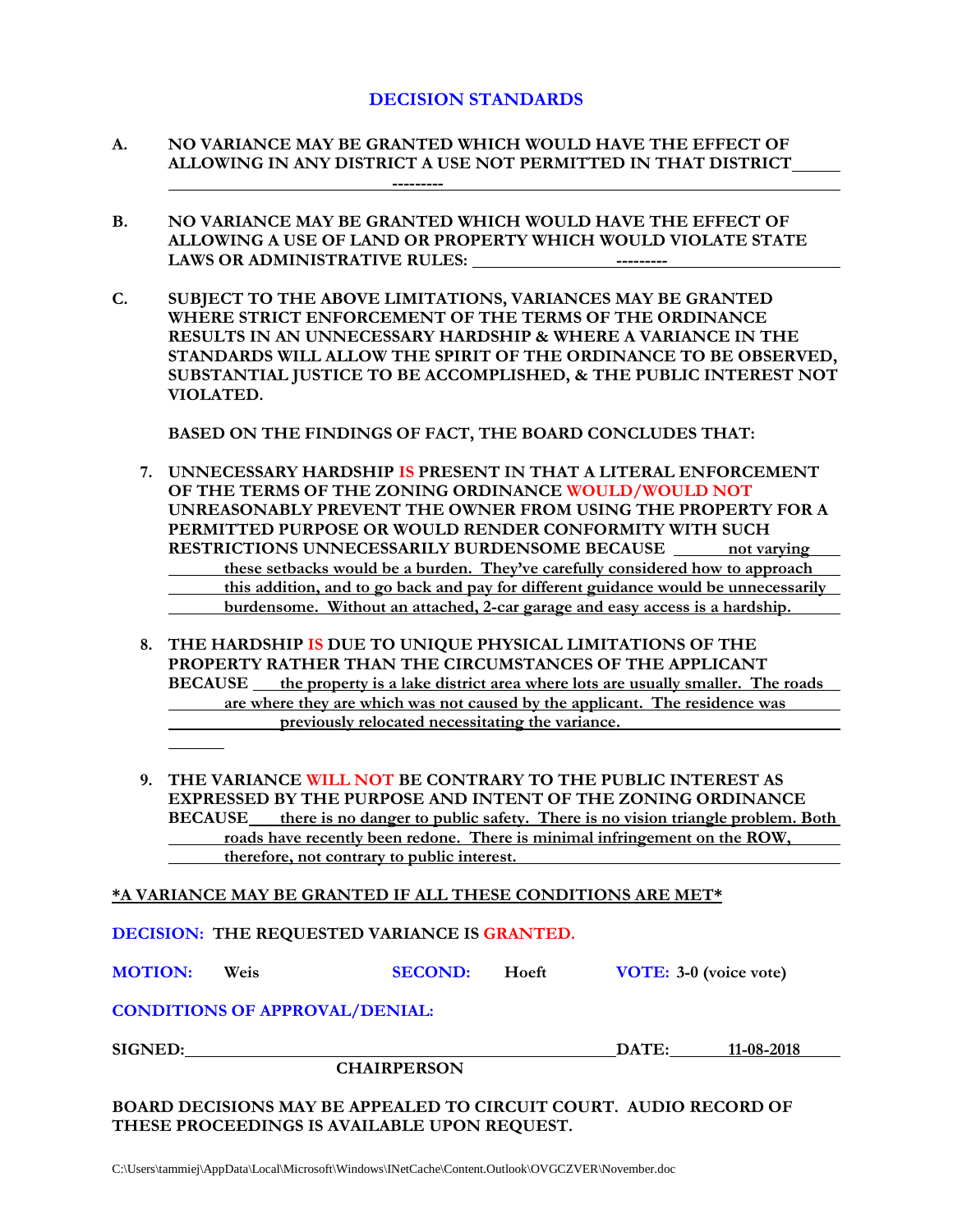# DECISION STANDARDS

**A. NO VARIANCE MAY BE GRANTED WHICH WOULD HAVE THE EFFECT OF ALLOWING IN ANY DISTRICT A USE NOT PERMITTED IN THAT DISTRICT** ---------

**B. NO VARIANCE MAY BE GRANTED WHICH WOULD HAVE THE EFFECT OF ALLOWING A USE OF LAND OR PROPERTY WHICH WOULD VIOLATE STATE LAWS OR ADMINISTRATIVE RULES:** ---------

**C. SUBJECT TO THE ABOVE LIMITATIONS, VARIANCES MAY BE GRANTED WHERE STRICT ENFORCEMENT OF THE TERMS OF THE ORDINANCE RESULTS IN AN UNNECESSARY HARDSHIP & WHERE A VARIANCE IN THE STANDARDS WILL ALLOW THE SPIRIT OF THE ORDINANCE TO BE OBSERVED, SUBSTANTIAL JUSTICE TO BE ACCOMPLISHED, & THE PUBLIC INTEREST NOT VIOLATED.**

**BASED ON THE FINDINGS OF FACT, THE BOARD CONCLUDES THAT:**

7. **UNNECESSARY HARDSHIP IS PRESENT IN THAT A LITERAL ENFORCEMENT OF THE TERMS OF THE ZONING ORDINANCE WOULD/WOULD NOT UNREASONABLY PREVENT THE OWNER FROM USING THE PROPERTY FOR A PERMITTED PURPOSE OR WOULD RENDER CONFORMITY WITH SUCH RESTRICTIONS UNNECESSARILY BURDENSOME BECAUSE** not varying these setbacks would be a burden. They've carefully considered how to approach this addition, and to go back and pay for different guidance would be unnecessarily burdensome. Without an attached, 2-car garage and easy access is a hardship.

8. **THE HARDSHIP IS DUE TO UNIQUE PHYSICAL LIMITATIONS OF THE PROPERTY RATHER THAN THE CIRCUMSTANCES OF THE APPLICANT BECAUSE** the property is a lake district area where lots are usually smaller. The roads are where they are which was not caused by the applicant. The residence was previously relocated necessitating the variance.

9. **THE VARIANCE WILL NOT BE CONTRARY TO THE PUBLIC INTEREST AS EXPRESSED BY THE PURPOSE AND INTENT OF THE ZONING ORDINANCE BECAUSE** there is no danger to public safety. There is no vision triangle problem. Both roads have recently been redone. There is minimal infringement on the ROW, therefore, not contrary to public interest.

***A VARIANCE MAY BE GRANTED IF ALL THESE CONDITIONS ARE MET***

**DECISION: THE REQUESTED VARIANCE IS GRANTED.**

**MOTION:** Weis **SECOND:** Hoeft **VOTE:** 3-0 (voice vote)

**CONDITIONS OF APPROVAL/DENIAL:**

**SIGNED:** ______________________ **DATE:** 11-08-2018

**CHAIRPERSON**

**BOARD DECISIONS MAY BE APPEALED TO CIRCUIT COURT. AUDIO RECORD OF THESE PROCEEDINGS IS AVAILABLE UPON REQUEST.**

C:\Users\tammiej\AppData\Local\Microsoft\Windows\INetCache\Content.Outlook\OVGCZVER\November.doc